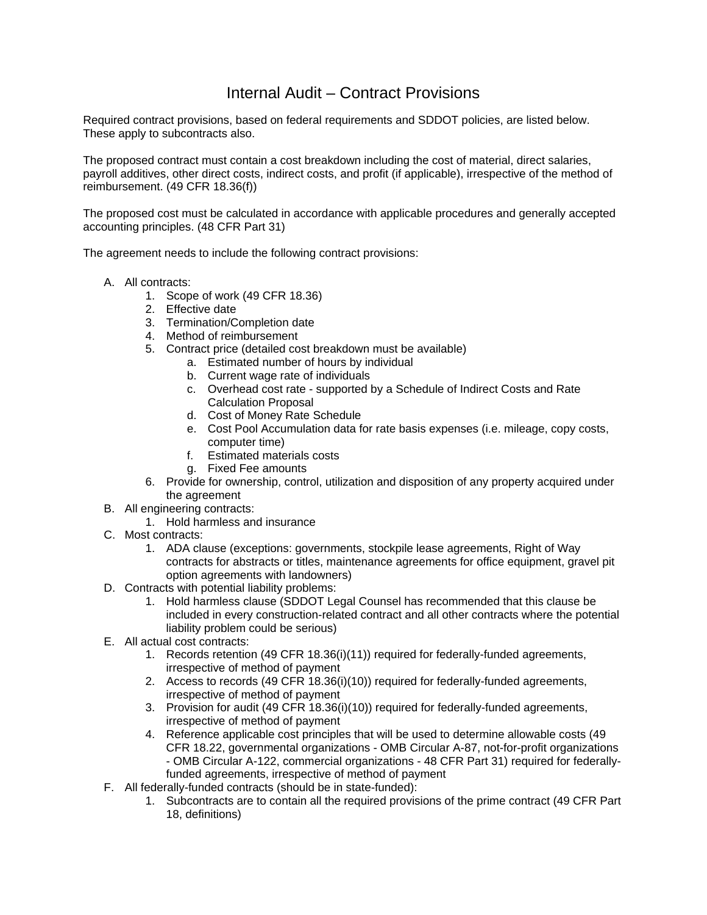# Internal Audit – Contract Provisions

Required contract provisions, based on federal requirements and SDDOT policies, are listed below. These apply to subcontracts also.

The proposed contract must contain a cost breakdown including the cost of material, direct salaries, payroll additives, other direct costs, indirect costs, and profit (if applicable), irrespective of the method of reimbursement. (49 CFR 18.36(f))

The proposed cost must be calculated in accordance with applicable procedures and generally accepted accounting principles. (48 CFR Part 31)

The agreement needs to include the following contract provisions:

A. All contracts:
   1. Scope of work (49 CFR 18.36)
   2. Effective date
   3. Termination/Completion date
   4. Method of reimbursement
   5. Contract price (detailed cost breakdown must be available)
      a. Estimated number of hours by individual
      b. Current wage rate of individuals
      c. Overhead cost rate - supported by a Schedule of Indirect Costs and Rate Calculation Proposal
      d. Cost of Money Rate Schedule
      e. Cost Pool Accumulation data for rate basis expenses (i.e. mileage, copy costs, computer time)
      f. Estimated materials costs
      g. Fixed Fee amounts
   6. Provide for ownership, control, utilization and disposition of any property acquired under the agreement
B. All engineering contracts:
   1. Hold harmless and insurance
C. Most contracts:
   1. ADA clause (exceptions: governments, stockpile lease agreements, Right of Way contracts for abstracts or titles, maintenance agreements for office equipment, gravel pit option agreements with landowners)
D. Contracts with potential liability problems:
   1. Hold harmless clause (SDDOT Legal Counsel has recommended that this clause be included in every construction-related contract and all other contracts where the potential liability problem could be serious)
E. All actual cost contracts:
   1. Records retention (49 CFR 18.36(i)(11)) required for federally-funded agreements, irrespective of method of payment
   2. Access to records (49 CFR 18.36(i)(10)) required for federally-funded agreements, irrespective of method of payment
   3. Provision for audit (49 CFR 18.36(i)(10)) required for federally-funded agreements, irrespective of method of payment
   4. Reference applicable cost principles that will be used to determine allowable costs (49 CFR 18.22, governmental organizations - OMB Circular A-87, not-for-profit organizations - OMB Circular A-122, commercial organizations - 48 CFR Part 31) required for federally-funded agreements, irrespective of method of payment
F. All federally-funded contracts (should be in state-funded):
   1. Subcontracts are to contain all the required provisions of the prime contract (49 CFR Part 18, definitions)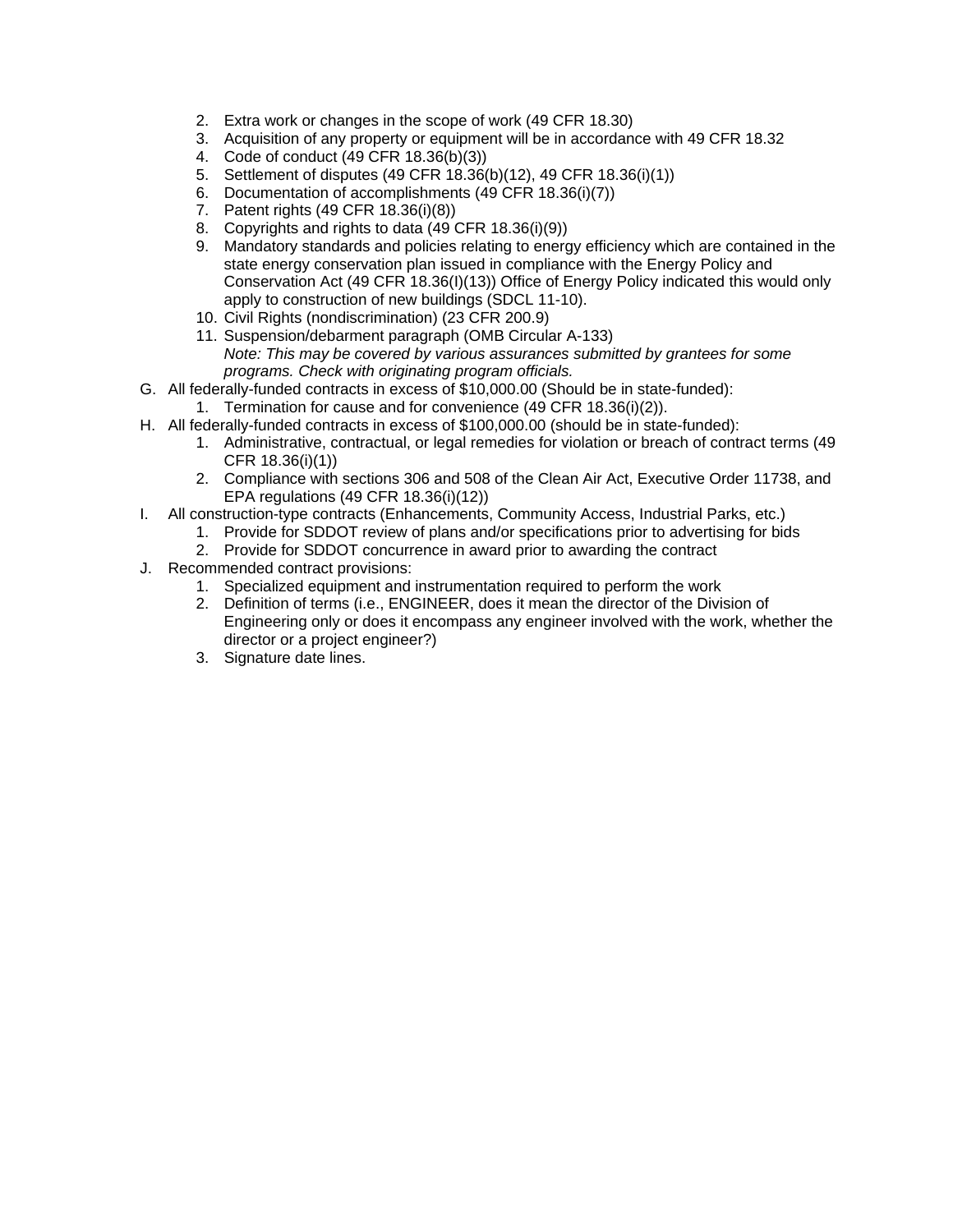2. Extra work or changes in the scope of work (49 CFR 18.30)
3. Acquisition of any property or equipment will be in accordance with 49 CFR 18.32
4. Code of conduct (49 CFR 18.36(b)(3))
5. Settlement of disputes (49 CFR 18.36(b)(12), 49 CFR 18.36(i)(1))
6. Documentation of accomplishments (49 CFR 18.36(i)(7))
7. Patent rights (49 CFR 18.36(i)(8))
8. Copyrights and rights to data (49 CFR 18.36(i)(9))
9. Mandatory standards and policies relating to energy efficiency which are contained in the state energy conservation plan issued in compliance with the Energy Policy and Conservation Act (49 CFR 18.36(I)(13)) Office of Energy Policy indicated this would only apply to construction of new buildings (SDCL 11-10).
10. Civil Rights (nondiscrimination) (23 CFR 200.9)
11. Suspension/debarment paragraph (OMB Circular A-133)
    *Note: This may be covered by various assurances submitted by grantees for some programs. Check with originating program officials.*

G. All federally-funded contracts in excess of $10,000.00 (Should be in state-funded):
   1. Termination for cause and for convenience (49 CFR 18.36(i)(2)).

H. All federally-funded contracts in excess of $100,000.00 (should be in state-funded):
   1. Administrative, contractual, or legal remedies for violation or breach of contract terms (49 CFR 18.36(i)(1))
   2. Compliance with sections 306 and 508 of the Clean Air Act, Executive Order 11738, and EPA regulations (49 CFR 18.36(i)(12))

I. All construction-type contracts (Enhancements, Community Access, Industrial Parks, etc.)
   1. Provide for SDDOT review of plans and/or specifications prior to advertising for bids
   2. Provide for SDDOT concurrence in award prior to awarding the contract

J. Recommended contract provisions:
   1. Specialized equipment and instrumentation required to perform the work
   2. Definition of terms (i.e., ENGINEER, does it mean the director of the Division of Engineering only or does it encompass any engineer involved with the work, whether the director or a project engineer?)
   3. Signature date lines.